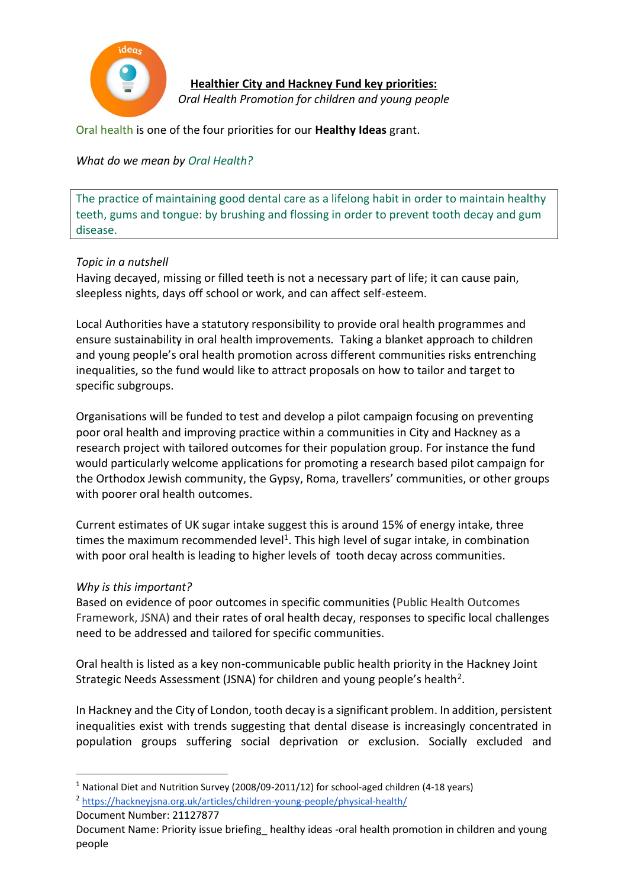# Healthier City and Hackney Fund key priorities:

*Oral Health Promotion for children and young people*

Oral health is one of the four priorities for our **Healthy Ideas** grant.

*What do we mean by Oral Health?*

> The practice of maintaining good dental care as a lifelong habit in order to maintain healthy teeth, gums and tongue: by brushing and flossing in order to prevent tooth decay and gum disease.

*Topic in a nutshell*

Having decayed, missing or filled teeth is not a necessary part of life; it can cause pain, sleepless nights, days off school or work, and can affect self-esteem.

Local Authorities have a statutory responsibility to provide oral health programmes and ensure sustainability in oral health improvements. Taking a blanket approach to children and young people's oral health promotion across different communities risks entrenching inequalities, so the fund would like to attract proposals on how to tailor and target to specific subgroups.

Organisations will be funded to test and develop a pilot campaign focusing on preventing poor oral health and improving practice within a communities in City and Hackney as a research project with tailored outcomes for their population group. For instance the fund would particularly welcome applications for promoting a research based pilot campaign for the Orthodox Jewish community, the Gypsy, Roma, travellers' communities, or other groups with poorer oral health outcomes.

Current estimates of UK sugar intake suggest this is around 15% of energy intake, three times the maximum recommended level[1]. This high level of sugar intake, in combination with poor oral health is leading to higher levels of tooth decay across communities.

*Why is this important?*

Based on evidence of poor outcomes in specific communities (Public Health Outcomes Framework, JSNA) and their rates of oral health decay, responses to specific local challenges need to be addressed and tailored for specific communities.

Oral health is listed as a key non-communicable public health priority in the Hackney Joint Strategic Needs Assessment (JSNA) for children and young people's health[2].

In Hackney and the City of London, tooth decay is a significant problem. In addition, persistent inequalities exist with trends suggesting that dental disease is increasingly concentrated in population groups suffering social deprivation or exclusion. Socially excluded and

---

[1] National Diet and Nutrition Survey (2008/09-2011/12) for school-aged children (4-18 years)

[2] https://hackneyjsna.org.uk/articles/children-young-people/physical-health/

Document Number: 21127877

Document Name: Priority issue briefing_ healthy ideas -oral health promotion in children and young people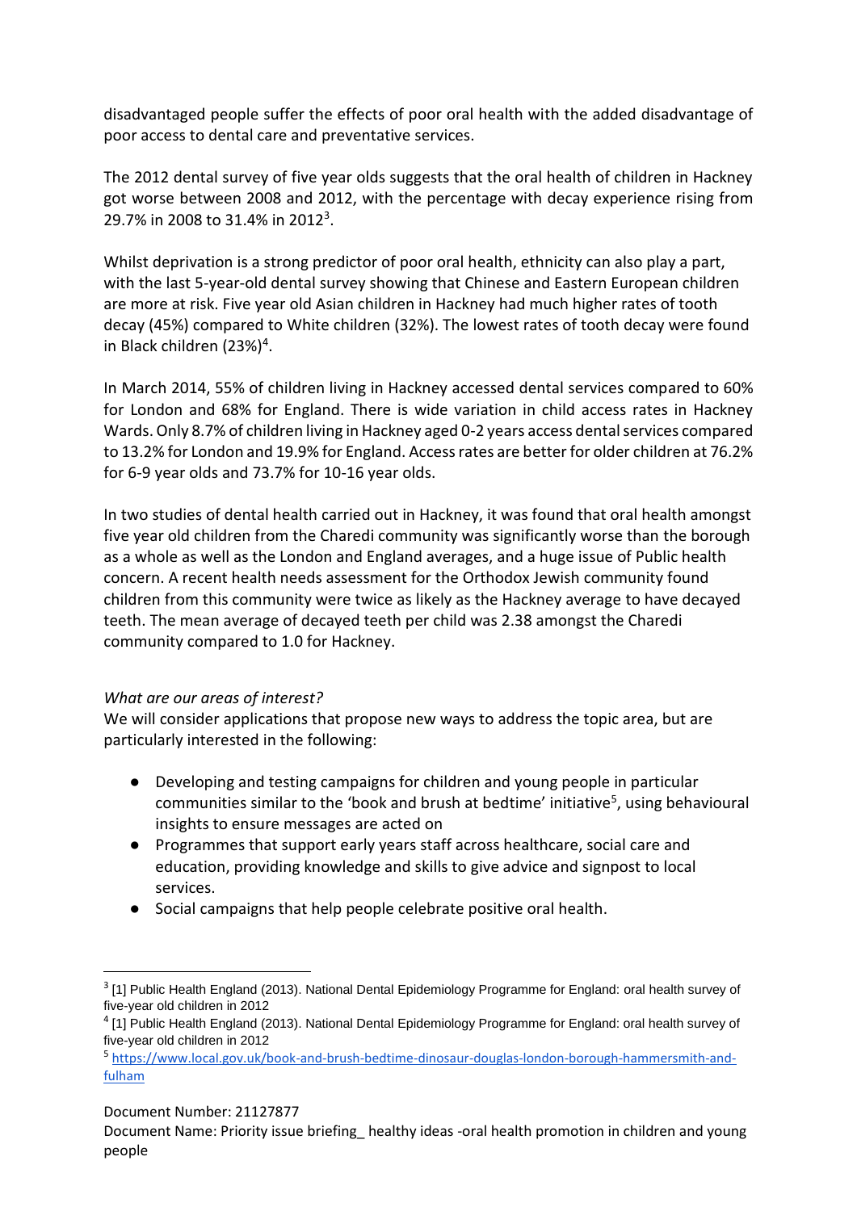disadvantaged people suffer the effects of poor oral health with the added disadvantage of poor access to dental care and preventative services.

The 2012 dental survey of five year olds suggests that the oral health of children in Hackney got worse between 2008 and 2012, with the percentage with decay experience rising from 29.7% in 2008 to 31.4% in 2012[3].

Whilst deprivation is a strong predictor of poor oral health, ethnicity can also play a part, with the last 5-year-old dental survey showing that Chinese and Eastern European children are more at risk. Five year old Asian children in Hackney had much higher rates of tooth decay (45%) compared to White children (32%). The lowest rates of tooth decay were found in Black children (23%)[4].

In March 2014, 55% of children living in Hackney accessed dental services compared to 60% for London and 68% for England. There is wide variation in child access rates in Hackney Wards. Only 8.7% of children living in Hackney aged 0-2 years access dental services compared to 13.2% for London and 19.9% for England. Access rates are better for older children at 76.2% for 6-9 year olds and 73.7% for 10-16 year olds.

In two studies of dental health carried out in Hackney, it was found that oral health amongst five year old children from the Charedi community was significantly worse than the borough as a whole as well as the London and England averages, and a huge issue of Public health concern. A recent health needs assessment for the Orthodox Jewish community found children from this community were twice as likely as the Hackney average to have decayed teeth. The mean average of decayed teeth per child was 2.38 amongst the Charedi community compared to 1.0 for Hackney.

*What are our areas of interest?*

We will consider applications that propose new ways to address the topic area, but are particularly interested in the following:

- Developing and testing campaigns for children and young people in particular communities similar to the 'book and brush at bedtime' initiative[5], using behavioural insights to ensure messages are acted on
- Programmes that support early years staff across healthcare, social care and education, providing knowledge and skills to give advice and signpost to local services.
- Social campaigns that help people celebrate positive oral health.

---

[3] [1] Public Health England (2013). National Dental Epidemiology Programme for England: oral health survey of five-year old children in 2012

[4] [1] Public Health England (2013). National Dental Epidemiology Programme for England: oral health survey of five-year old children in 2012

[5] https://www.local.gov.uk/book-and-brush-bedtime-dinosaur-douglas-london-borough-hammersmith-and-fulham

Document Number: 21127877

Document Name: Priority issue briefing_ healthy ideas -oral health promotion in children and young people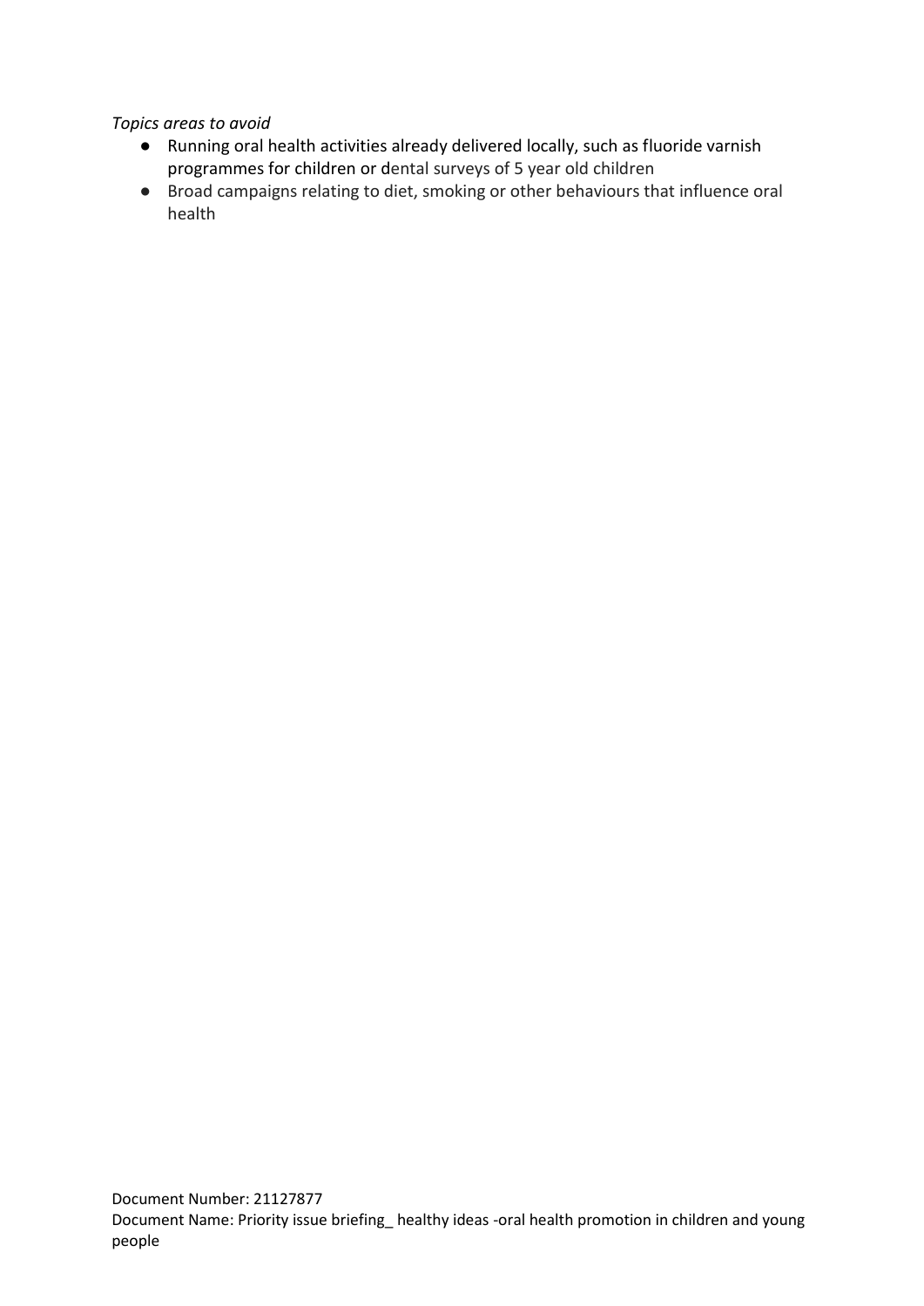*Topics areas to avoid*

- Running oral health activities already delivered locally, such as fluoride varnish programmes for children or dental surveys of 5 year old children
- Broad campaigns relating to diet, smoking or other behaviours that influence oral health